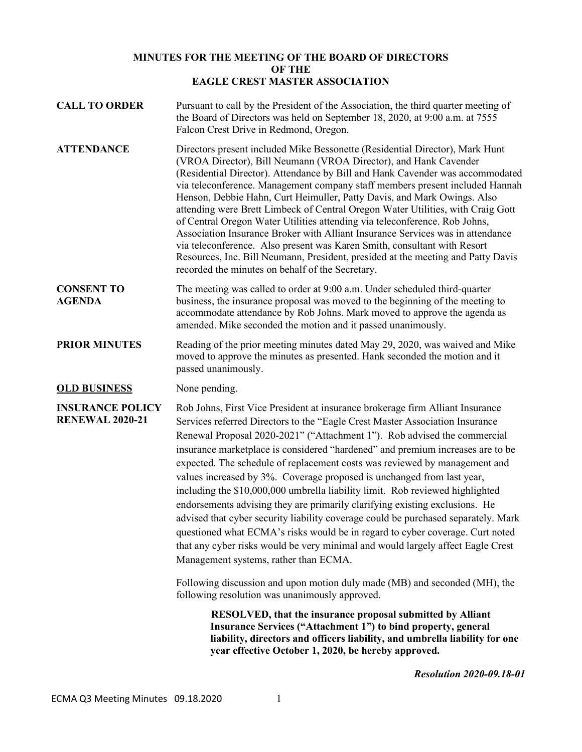# MINUTES FOR THE MEETING OF THE BOARD OF DIRECTORS OF THE EAGLE CREST MASTER ASSOCIATION

**CALL TO ORDER**

Pursuant to call by the President of the Association, the third quarter meeting of the Board of Directors was held on September 18, 2020, at 9:00 a.m. at 7555 Falcon Crest Drive in Redmond, Oregon.

**ATTENDANCE**

Directors present included Mike Bessonette (Residential Director), Mark Hunt (VROA Director), Bill Neumann (VROA Director), and Hank Cavender (Residential Director). Attendance by Bill and Hank Cavender was accommodated via teleconference. Management company staff members present included Hannah Henson, Debbie Hahn, Curt Heimuller, Patty Davis, and Mark Owings. Also attending were Brett Limbeck of Central Oregon Water Utilities, with Craig Gott of Central Oregon Water Utilities attending via teleconference. Rob Johns, Association Insurance Broker with Alliant Insurance Services was in attendance via teleconference. Also present was Karen Smith, consultant with Resort Resources, Inc. Bill Neumann, President, presided at the meeting and Patty Davis recorded the minutes on behalf of the Secretary.

**CONSENT TO AGENDA**

The meeting was called to order at 9:00 a.m. Under scheduled third-quarter business, the insurance proposal was moved to the beginning of the meeting to accommodate attendance by Rob Johns. Mark moved to approve the agenda as amended. Mike seconded the motion and it passed unanimously.

**PRIOR MINUTES**

Reading of the prior meeting minutes dated May 29, 2020, was waived and Mike moved to approve the minutes as presented. Hank seconded the motion and it passed unanimously.

**OLD BUSINESS**

None pending.

**INSURANCE POLICY RENEWAL 2020-21**

Rob Johns, First Vice President at insurance brokerage firm Alliant Insurance Services referred Directors to the "Eagle Crest Master Association Insurance Renewal Proposal 2020-2021" ("Attachment 1"). Rob advised the commercial insurance marketplace is considered "hardened" and premium increases are to be expected. The schedule of replacement costs was reviewed by management and values increased by 3%. Coverage proposed is unchanged from last year, including the $10,000,000 umbrella liability limit. Rob reviewed highlighted endorsements advising they are primarily clarifying existing exclusions. He advised that cyber security liability coverage could be purchased separately. Mark questioned what ECMA's risks would be in regard to cyber coverage. Curt noted that any cyber risks would be very minimal and would largely affect Eagle Crest Management systems, rather than ECMA.

Following discussion and upon motion duly made (MB) and seconded (MH), the following resolution was unanimously approved.

> **RESOLVED, that the insurance proposal submitted by Alliant Insurance Services ("Attachment 1") to bind property, general liability, directors and officers liability, and umbrella liability for one year effective October 1, 2020, be hereby approved.**

***Resolution 2020-09.18-01***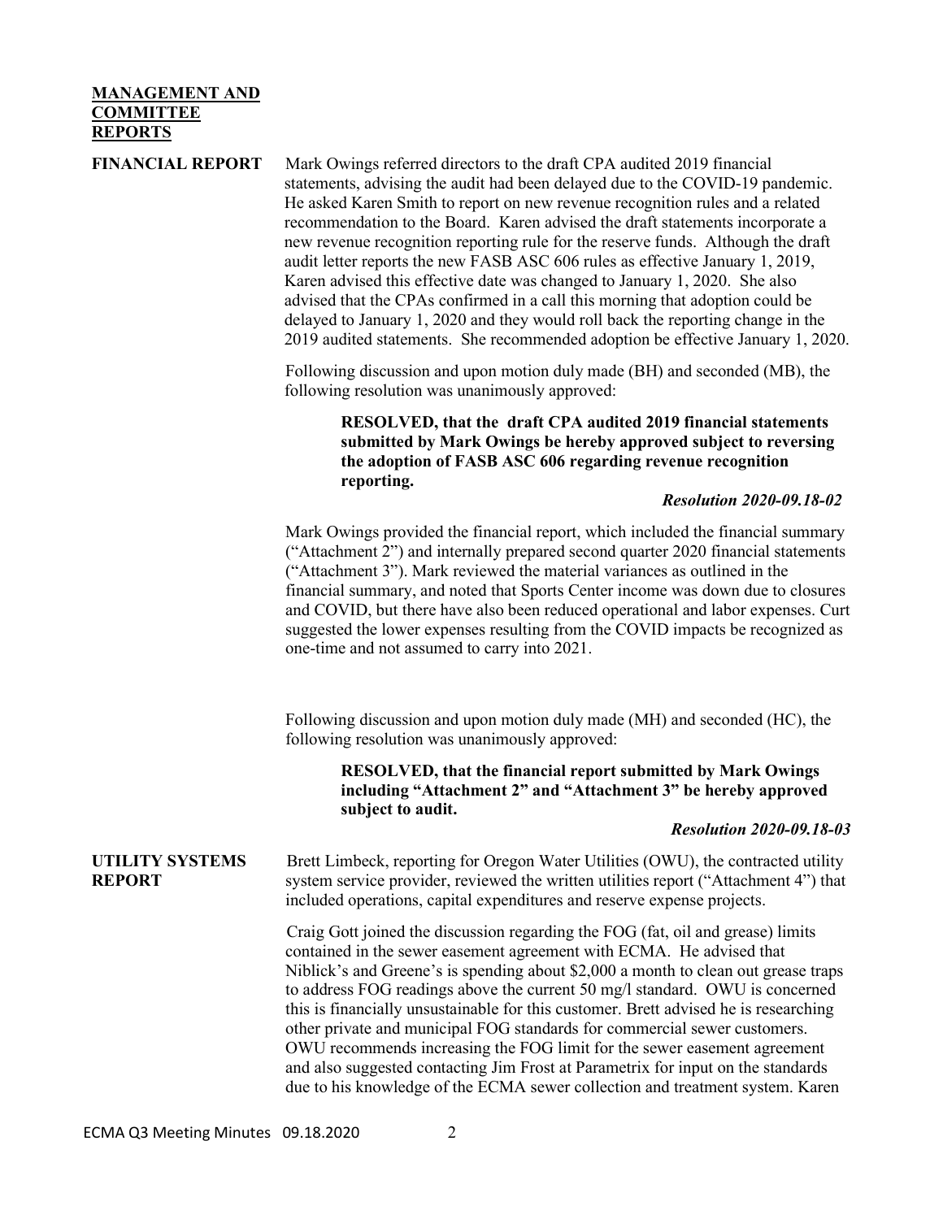**MANAGEMENT AND COMMITTEE REPORTS**

**FINANCIAL REPORT**

Mark Owings referred directors to the draft CPA audited 2019 financial statements, advising the audit had been delayed due to the COVID-19 pandemic. He asked Karen Smith to report on new revenue recognition rules and a related recommendation to the Board. Karen advised the draft statements incorporate a new revenue recognition reporting rule for the reserve funds. Although the draft audit letter reports the new FASB ASC 606 rules as effective January 1, 2019, Karen advised this effective date was changed to January 1, 2020. She also advised that the CPAs confirmed in a call this morning that adoption could be delayed to January 1, 2020 and they would roll back the reporting change in the 2019 audited statements. She recommended adoption be effective January 1, 2020.

Following discussion and upon motion duly made (BH) and seconded (MB), the following resolution was unanimously approved:

> **RESOLVED, that the draft CPA audited 2019 financial statements submitted by Mark Owings be hereby approved subject to reversing the adoption of FASB ASC 606 regarding revenue recognition reporting.**
>
> ***Resolution 2020-09.18-02***

Mark Owings provided the financial report, which included the financial summary ("Attachment 2") and internally prepared second quarter 2020 financial statements ("Attachment 3"). Mark reviewed the material variances as outlined in the financial summary, and noted that Sports Center income was down due to closures and COVID, but there have also been reduced operational and labor expenses. Curt suggested the lower expenses resulting from the COVID impacts be recognized as one-time and not assumed to carry into 2021.

Following discussion and upon motion duly made (MH) and seconded (HC), the following resolution was unanimously approved:

> **RESOLVED, that the financial report submitted by Mark Owings including "Attachment 2" and "Attachment 3" be hereby approved subject to audit.**
>
> ***Resolution 2020-09.18-03***

**UTILITY SYSTEMS REPORT**

Brett Limbeck, reporting for Oregon Water Utilities (OWU), the contracted utility system service provider, reviewed the written utilities report ("Attachment 4") that included operations, capital expenditures and reserve expense projects.

Craig Gott joined the discussion regarding the FOG (fat, oil and grease) limits contained in the sewer easement agreement with ECMA. He advised that Niblick's and Greene's is spending about $2,000 a month to clean out grease traps to address FOG readings above the current 50 mg/l standard. OWU is concerned this is financially unsustainable for this customer. Brett advised he is researching other private and municipal FOG standards for commercial sewer customers. OWU recommends increasing the FOG limit for the sewer easement agreement and also suggested contacting Jim Frost at Parametrix for input on the standards due to his knowledge of the ECMA sewer collection and treatment system. Karen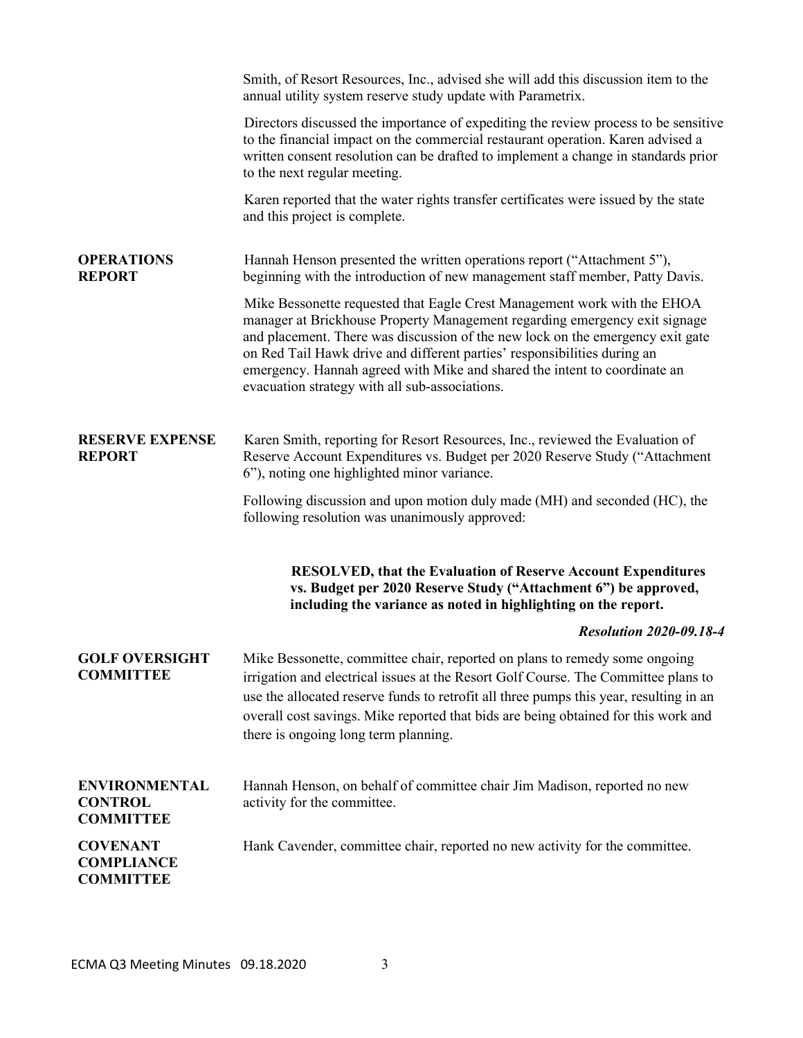Smith, of Resort Resources, Inc., advised she will add this discussion item to the annual utility system reserve study update with Parametrix.

Directors discussed the importance of expediting the review process to be sensitive to the financial impact on the commercial restaurant operation. Karen advised a written consent resolution can be drafted to implement a change in standards prior to the next regular meeting.

Karen reported that the water rights transfer certificates were issued by the state and this project is complete.

**OPERATIONS REPORT**

Hannah Henson presented the written operations report ("Attachment 5"), beginning with the introduction of new management staff member, Patty Davis.

Mike Bessonette requested that Eagle Crest Management work with the EHOA manager at Brickhouse Property Management regarding emergency exit signage and placement. There was discussion of the new lock on the emergency exit gate on Red Tail Hawk drive and different parties' responsibilities during an emergency. Hannah agreed with Mike and shared the intent to coordinate an evacuation strategy with all sub-associations.

**RESERVE EXPENSE REPORT**

Karen Smith, reporting for Resort Resources, Inc., reviewed the Evaluation of Reserve Account Expenditures vs. Budget per 2020 Reserve Study ("Attachment 6"), noting one highlighted minor variance.

Following discussion and upon motion duly made (MH) and seconded (HC), the following resolution was unanimously approved:

> **RESOLVED, that the Evaluation of Reserve Account Expenditures vs. Budget per 2020 Reserve Study ("Attachment 6") be approved, including the variance as noted in highlighting on the report.**

***Resolution 2020-09.18-4***

**GOLF OVERSIGHT COMMITTEE**

Mike Bessonette, committee chair, reported on plans to remedy some ongoing irrigation and electrical issues at the Resort Golf Course. The Committee plans to use the allocated reserve funds to retrofit all three pumps this year, resulting in an overall cost savings. Mike reported that bids are being obtained for this work and there is ongoing long term planning.

**ENVIRONMENTAL CONTROL COMMITTEE**

Hannah Henson, on behalf of committee chair Jim Madison, reported no new activity for the committee.

**COVENANT COMPLIANCE COMMITTEE**

Hank Cavender, committee chair, reported no new activity for the committee.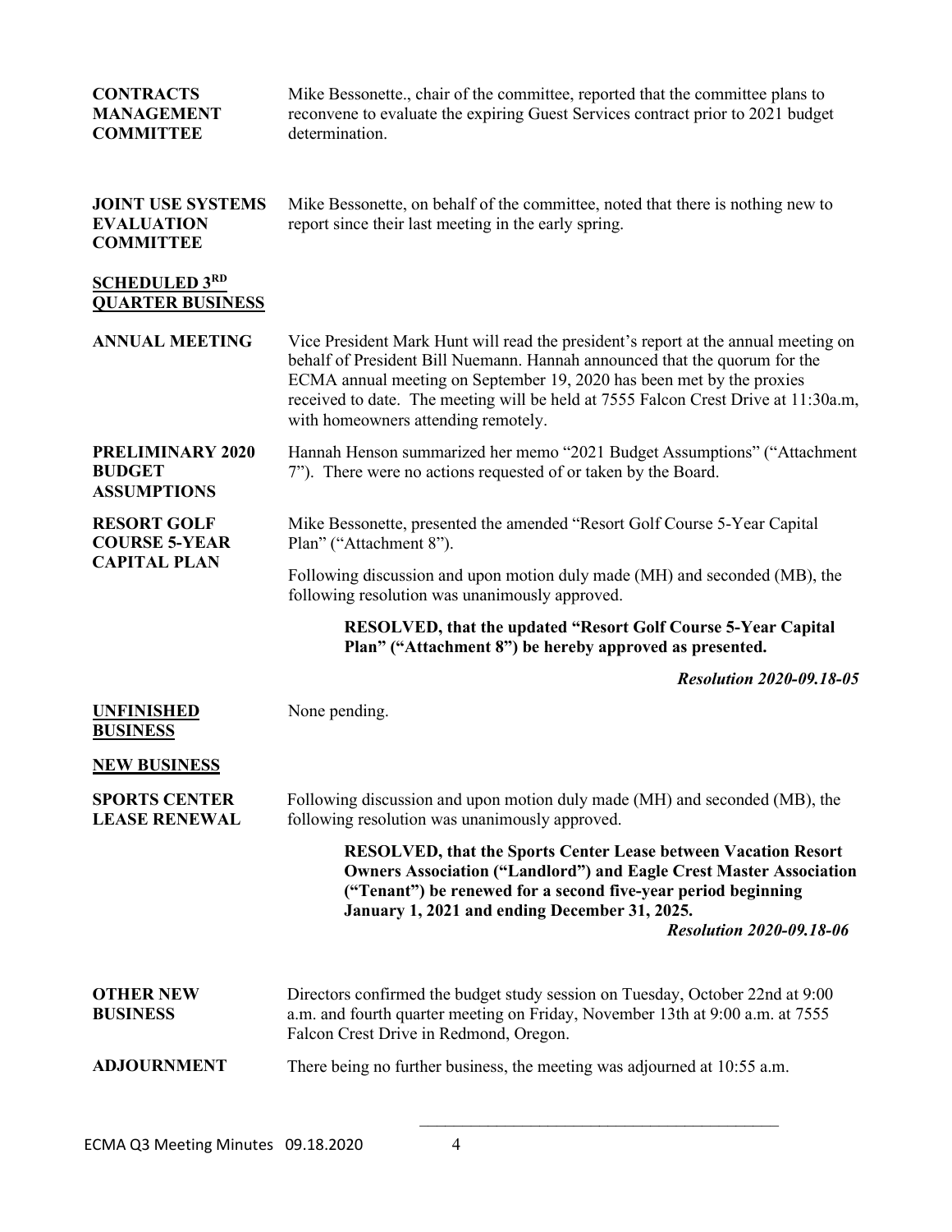**CONTRACTS MANAGEMENT COMMITTEE**

Mike Bessonette., chair of the committee, reported that the committee plans to reconvene to evaluate the expiring Guest Services contract prior to 2021 budget determination.

**JOINT USE SYSTEMS EVALUATION COMMITTEE**

Mike Bessonette, on behalf of the committee, noted that there is nothing new to report since their last meeting in the early spring.

**SCHEDULED 3RD QUARTER BUSINESS**

**ANNUAL MEETING**

Vice President Mark Hunt will read the president's report at the annual meeting on behalf of President Bill Nuemann. Hannah announced that the quorum for the ECMA annual meeting on September 19, 2020 has been met by the proxies received to date. The meeting will be held at 7555 Falcon Crest Drive at 11:30a.m, with homeowners attending remotely.

**PRELIMINARY 2020 BUDGET ASSUMPTIONS**

Hannah Henson summarized her memo "2021 Budget Assumptions" ("Attachment 7"). There were no actions requested of or taken by the Board.

**RESORT GOLF COURSE 5-YEAR CAPITAL PLAN**

Mike Bessonette, presented the amended "Resort Golf Course 5-Year Capital Plan" ("Attachment 8").

Following discussion and upon motion duly made (MH) and seconded (MB), the following resolution was unanimously approved.

> **RESOLVED, that the updated "Resort Golf Course 5-Year Capital Plan" ("Attachment 8") be hereby approved as presented.**

***Resolution 2020-09.18-05***

**UNFINISHED BUSINESS**

None pending.

**NEW BUSINESS**

**SPORTS CENTER LEASE RENEWAL**

Following discussion and upon motion duly made (MH) and seconded (MB), the following resolution was unanimously approved.

> **RESOLVED, that the Sports Center Lease between Vacation Resort Owners Association ("Landlord") and Eagle Crest Master Association ("Tenant") be renewed for a second five-year period beginning January 1, 2021 and ending December 31, 2025.**

***Resolution 2020-09.18-06***

**OTHER NEW BUSINESS**

Directors confirmed the budget study session on Tuesday, October 22nd at 9:00 a.m. and fourth quarter meeting on Friday, November 13th at 9:00 a.m. at 7555 Falcon Crest Drive in Redmond, Oregon.

**ADJOURNMENT**

There being no further business, the meeting was adjourned at 10:55 a.m.

\_\_\_\_\_\_\_\_\_\_\_\_\_\_\_\_\_\_\_\_\_\_\_\_\_\_\_\_\_\_\_\_\_\_\_\_\_\_\_\_\_\_\_\_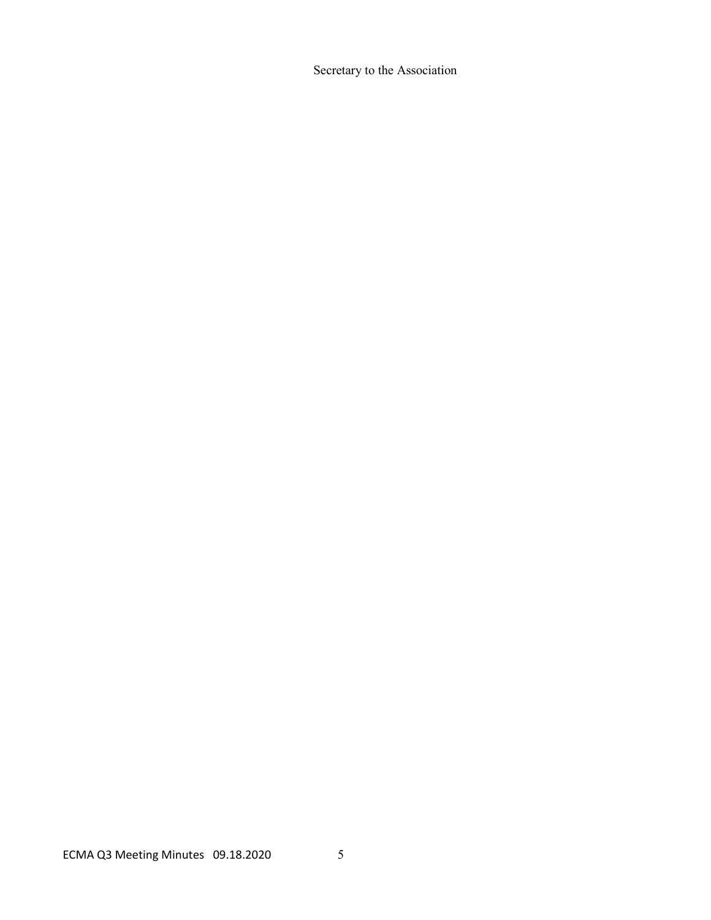Secretary to the Association